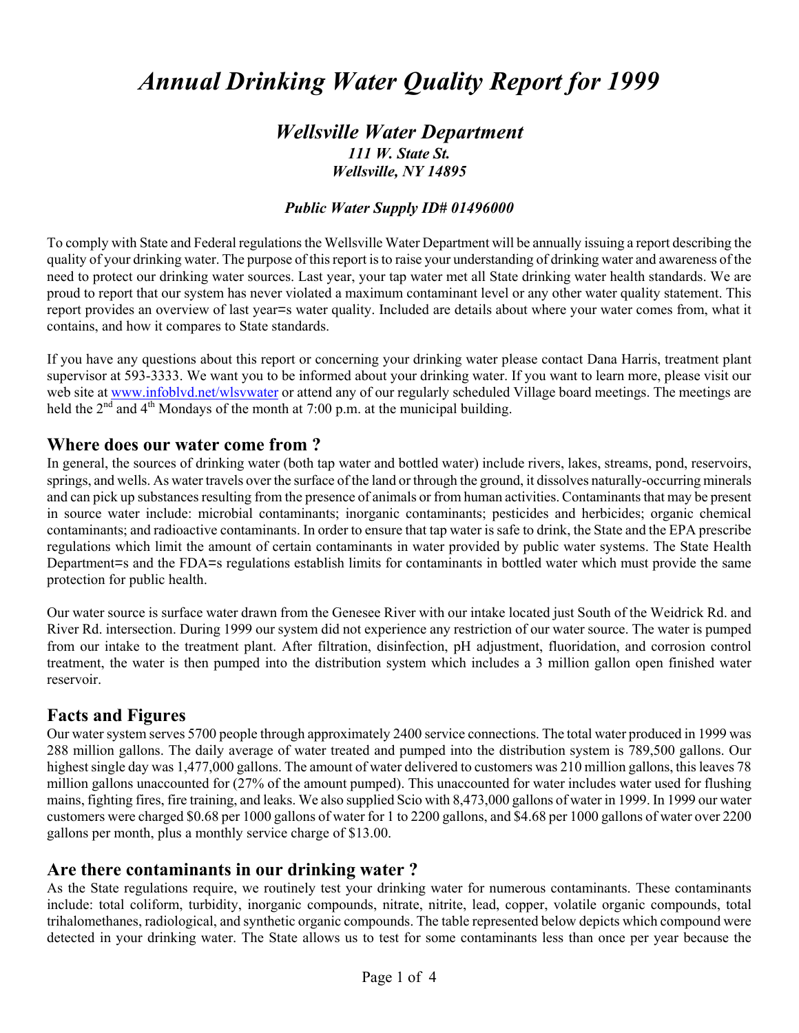# Annual Drinking Water Quality Report for 1999

## Wellsville Water Department

***111 W. State St.***
***Wellsville, NY 14895***

***Public Water Supply ID# 01496000***

To comply with State and Federal regulations the Wellsville Water Department will be annually issuing a report describing the quality of your drinking water. The purpose of this report is to raise your understanding of drinking water and awareness of the need to protect our drinking water sources. Last year, your tap water met all State drinking water health standards. We are proud to report that our system has never violated a maximum contaminant level or any other water quality statement. This report provides an overview of last year=s water quality. Included are details about where your water comes from, what it contains, and how it compares to State standards.

If you have any questions about this report or concerning your drinking water please contact Dana Harris, treatment plant supervisor at 593-3333. We want you to be informed about your drinking water. If you want to learn more, please visit our web site at www.infoblvd.net/wlsvwater or attend any of our regularly scheduled Village board meetings. The meetings are held the 2nd and 4th Mondays of the month at 7:00 p.m. at the municipal building.

## Where does our water come from ?

In general, the sources of drinking water (both tap water and bottled water) include rivers, lakes, streams, pond, reservoirs, springs, and wells. As water travels over the surface of the land or through the ground, it dissolves naturally-occurring minerals and can pick up substances resulting from the presence of animals or from human activities. Contaminants that may be present in source water include: microbial contaminants; inorganic contaminants; pesticides and herbicides; organic chemical contaminants; and radioactive contaminants. In order to ensure that tap water is safe to drink, the State and the EPA prescribe regulations which limit the amount of certain contaminants in water provided by public water systems. The State Health Department=s and the FDA=s regulations establish limits for contaminants in bottled water which must provide the same protection for public health.

Our water source is surface water drawn from the Genesee River with our intake located just South of the Weidrick Rd. and River Rd. intersection. During 1999 our system did not experience any restriction of our water source. The water is pumped from our intake to the treatment plant. After filtration, disinfection, pH adjustment, fluoridation, and corrosion control treatment, the water is then pumped into the distribution system which includes a 3 million gallon open finished water reservoir.

## Facts and Figures

Our water system serves 5700 people through approximately 2400 service connections. The total water produced in 1999 was 288 million gallons. The daily average of water treated and pumped into the distribution system is 789,500 gallons. Our highest single day was 1,477,000 gallons. The amount of water delivered to customers was 210 million gallons, this leaves 78 million gallons unaccounted for (27% of the amount pumped). This unaccounted for water includes water used for flushing mains, fighting fires, fire training, and leaks. We also supplied Scio with 8,473,000 gallons of water in 1999. In 1999 our water customers were charged $0.68 per 1000 gallons of water for 1 to 2200 gallons, and $4.68 per 1000 gallons of water over 2200 gallons per month, plus a monthly service charge of $13.00.

## Are there contaminants in our drinking water ?

As the State regulations require, we routinely test your drinking water for numerous contaminants. These contaminants include: total coliform, turbidity, inorganic compounds, nitrate, nitrite, lead, copper, volatile organic compounds, total trihalomethanes, radiological, and synthetic organic compounds. The table represented below depicts which compound were detected in your drinking water. The State allows us to test for some contaminants less than once per year because the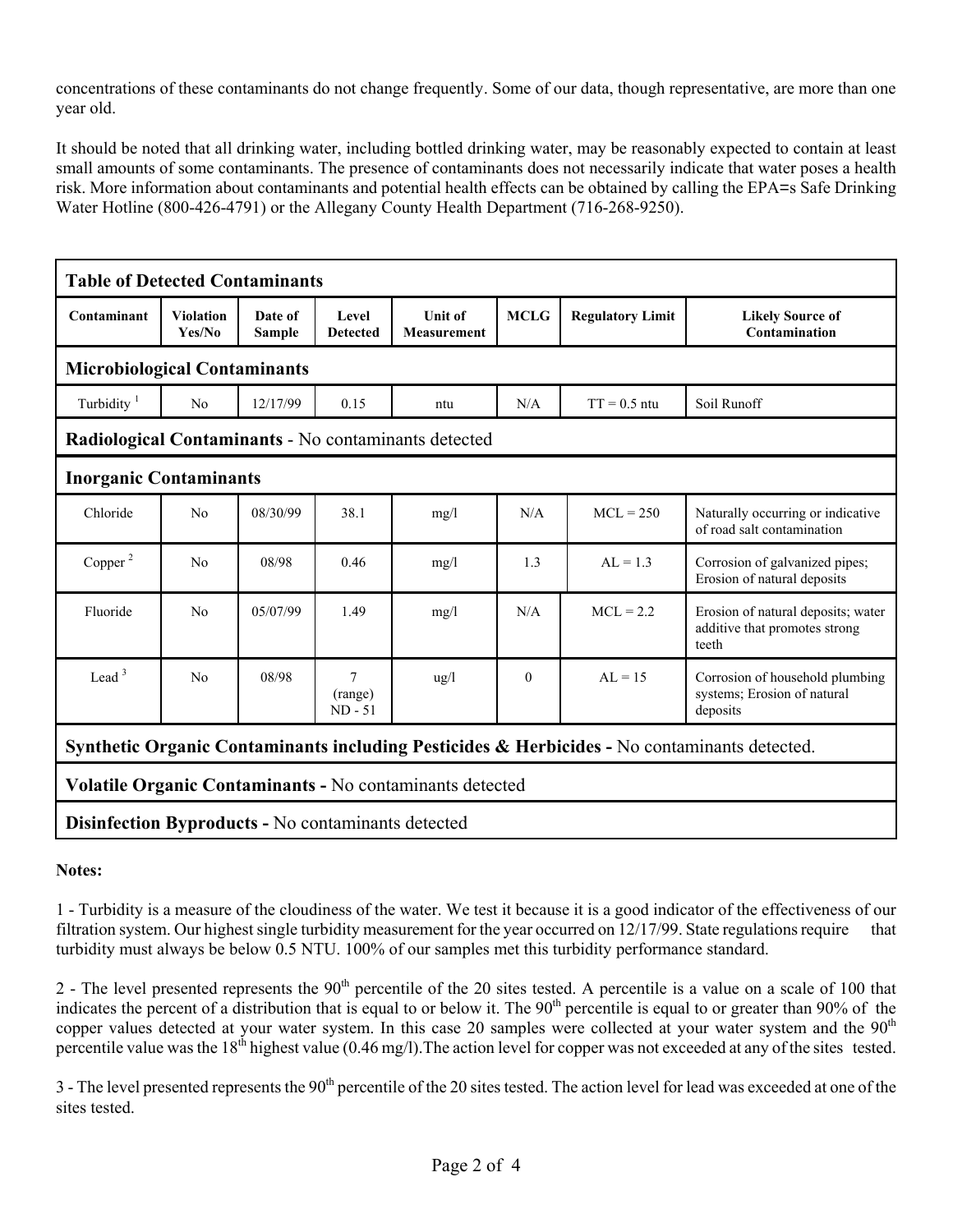concentrations of these contaminants do not change frequently. Some of our data, though representative, are more than one year old.

It should be noted that all drinking water, including bottled drinking water, may be reasonably expected to contain at least small amounts of some contaminants. The presence of contaminants does not necessarily indicate that water poses a health risk. More information about contaminants and potential health effects can be obtained by calling the EPA=s Safe Drinking Water Hotline (800-426-4791) or the Allegany County Health Department (716-268-9250).

**Table of Detected Contaminants**

| Contaminant | Violation Yes/No | Date of Sample | Level Detected | Unit of Measurement | MCLG | Regulatory Limit | Likely Source of Contamination |
|---|---|---|---|---|---|---|---|
| **Microbiological Contaminants** | | | | | | | |
| Turbidity [1] | No | 12/17/99 | 0.15 | ntu | N/A | TT = 0.5 ntu | Soil Runoff |
| **Radiological Contaminants** - No contaminants detected | | | | | | | |
| **Inorganic Contaminants** | | | | | | | |
| Chloride | No | 08/30/99 | 38.1 | mg/l | N/A | MCL = 250 | Naturally occurring or indicative of road salt contamination |
| Copper [2] | No | 08/98 | 0.46 | mg/l | 1.3 | AL = 1.3 | Corrosion of galvanized pipes; Erosion of natural deposits |
| Fluoride | No | 05/07/99 | 1.49 | mg/l | N/A | MCL = 2.2 | Erosion of natural deposits; water additive that promotes strong teeth |
| Lead [3] | No | 08/98 | 7 (range) ND - 51 | ug/l | 0 | AL = 15 | Corrosion of household plumbing systems; Erosion of natural deposits |
| **Synthetic Organic Contaminants including Pesticides & Herbicides -** No contaminants detected. | | | | | | | |
| **Volatile Organic Contaminants -** No contaminants detected | | | | | | | |
| **Disinfection Byproducts -** No contaminants detected | | | | | | | |

**Notes:**

1 - Turbidity is a measure of the cloudiness of the water. We test it because it is a good indicator of the effectiveness of our filtration system. Our highest single turbidity measurement for the year occurred on 12/17/99. State regulations require that turbidity must always be below 0.5 NTU. 100% of our samples met this turbidity performance standard.

2 - The level presented represents the 90th percentile of the 20 sites tested. A percentile is a value on a scale of 100 that indicates the percent of a distribution that is equal to or below it. The 90th percentile is equal to or greater than 90% of the copper values detected at your water system. In this case 20 samples were collected at your water system and the 90th percentile value was the 18th highest value (0.46 mg/l).The action level for copper was not exceeded at any of the sites tested.

3 - The level presented represents the 90th percentile of the 20 sites tested. The action level for lead was exceeded at one of the sites tested.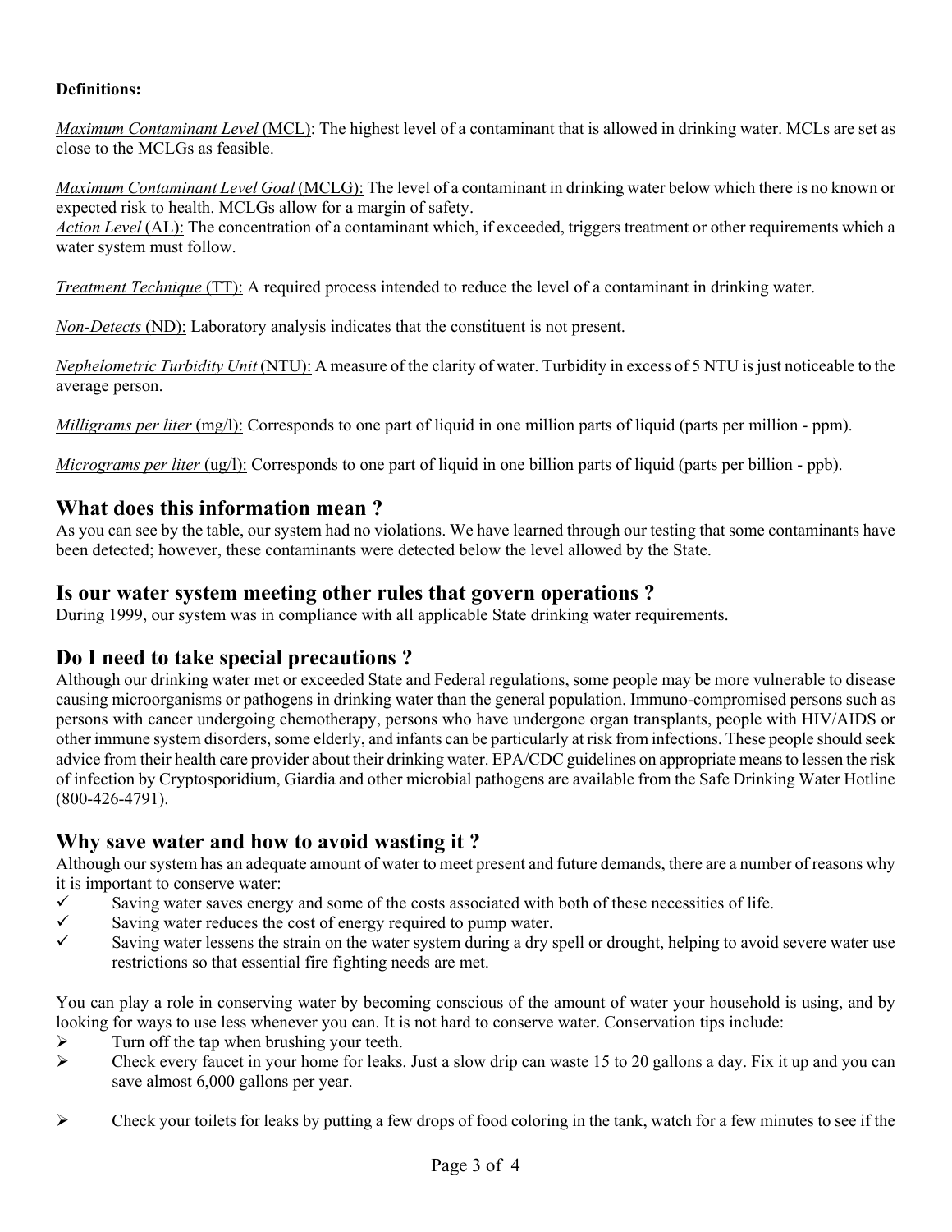**Definitions:**

<u>*Maximum Contaminant Level* (MCL):</u> The highest level of a contaminant that is allowed in drinking water. MCLs are set as close to the MCLGs as feasible.

<u>*Maximum Contaminant Level Goal* (MCLG):</u> The level of a contaminant in drinking water below which there is no known or expected risk to health. MCLGs allow for a margin of safety.

<u>*Action Level* (AL):</u> The concentration of a contaminant which, if exceeded, triggers treatment or other requirements which a water system must follow.

<u>*Treatment Technique* (TT):</u> A required process intended to reduce the level of a contaminant in drinking water.

<u>*Non-Detects* (ND):</u> Laboratory analysis indicates that the constituent is not present.

<u>*Nephelometric Turbidity Unit* (NTU):</u> A measure of the clarity of water. Turbidity in excess of 5 NTU is just noticeable to the average person.

<u>*Milligrams per liter* (mg/l):</u> Corresponds to one part of liquid in one million parts of liquid (parts per million - ppm).

<u>*Micrograms per liter* (ug/l):</u> Corresponds to one part of liquid in one billion parts of liquid (parts per billion - ppb).

## What does this information mean ?

As you can see by the table, our system had no violations. We have learned through our testing that some contaminants have been detected; however, these contaminants were detected below the level allowed by the State.

## Is our water system meeting other rules that govern operations ?

During 1999, our system was in compliance with all applicable State drinking water requirements.

## Do I need to take special precautions ?

Although our drinking water met or exceeded State and Federal regulations, some people may be more vulnerable to disease causing microorganisms or pathogens in drinking water than the general population. Immuno-compromised persons such as persons with cancer undergoing chemotherapy, persons who have undergone organ transplants, people with HIV/AIDS or other immune system disorders, some elderly, and infants can be particularly at risk from infections. These people should seek advice from their health care provider about their drinking water. EPA/CDC guidelines on appropriate means to lessen the risk of infection by Cryptosporidium, Giardia and other microbial pathogens are available from the Safe Drinking Water Hotline (800-426-4791).

## Why save water and how to avoid wasting it ?

Although our system has an adequate amount of water to meet present and future demands, there are a number of reasons why it is important to conserve water:

- ✓ Saving water saves energy and some of the costs associated with both of these necessities of life.
- ✓ Saving water reduces the cost of energy required to pump water.
- ✓ Saving water lessens the strain on the water system during a dry spell or drought, helping to avoid severe water use restrictions so that essential fire fighting needs are met.

You can play a role in conserving water by becoming conscious of the amount of water your household is using, and by looking for ways to use less whenever you can. It is not hard to conserve water. Conservation tips include:

- ➢ Turn off the tap when brushing your teeth.
- ➢ Check every faucet in your home for leaks. Just a slow drip can waste 15 to 20 gallons a day. Fix it up and you can save almost 6,000 gallons per year.
- ➢ Check your toilets for leaks by putting a few drops of food coloring in the tank, watch for a few minutes to see if the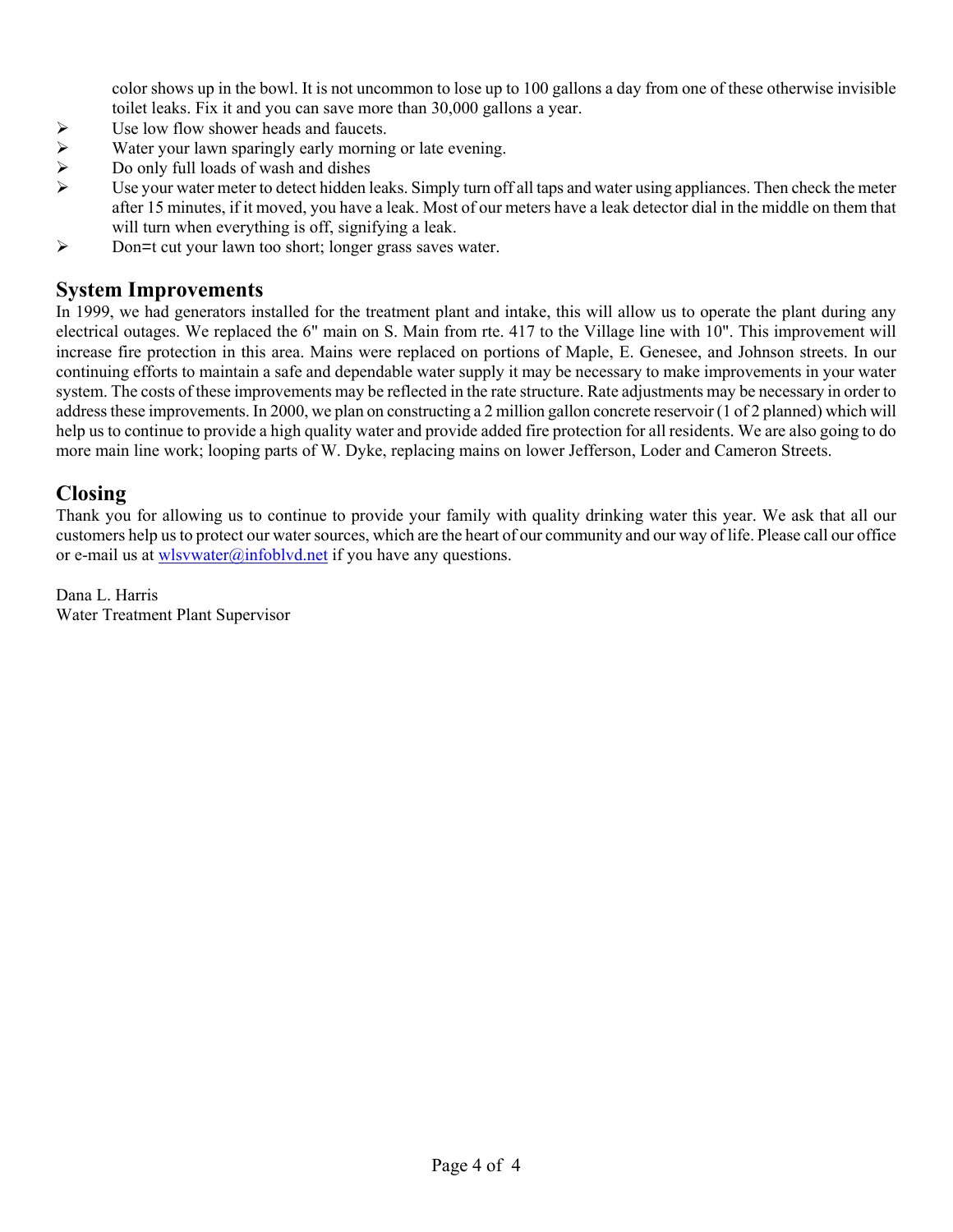color shows up in the bowl. It is not uncommon to lose up to 100 gallons a day from one of these otherwise invisible toilet leaks. Fix it and you can save more than 30,000 gallons a year.

- Use low flow shower heads and faucets.
- Water your lawn sparingly early morning or late evening.
- Do only full loads of wash and dishes
- Use your water meter to detect hidden leaks. Simply turn off all taps and water using appliances. Then check the meter after 15 minutes, if it moved, you have a leak. Most of our meters have a leak detector dial in the middle on them that will turn when everything is off, signifying a leak.
- Don=t cut your lawn too short; longer grass saves water.

## System Improvements

In 1999, we had generators installed for the treatment plant and intake, this will allow us to operate the plant during any electrical outages. We replaced the 6" main on S. Main from rte. 417 to the Village line with 10". This improvement will increase fire protection in this area. Mains were replaced on portions of Maple, E. Genesee, and Johnson streets. In our continuing efforts to maintain a safe and dependable water supply it may be necessary to make improvements in your water system. The costs of these improvements may be reflected in the rate structure. Rate adjustments may be necessary in order to address these improvements. In 2000, we plan on constructing a 2 million gallon concrete reservoir (1 of 2 planned) which will help us to continue to provide a high quality water and provide added fire protection for all residents. We are also going to do more main line work; looping parts of W. Dyke, replacing mains on lower Jefferson, Loder and Cameron Streets.

## Closing

Thank you for allowing us to continue to provide your family with quality drinking water this year. We ask that all our customers help us to protect our water sources, which are the heart of our community and our way of life. Please call our office or e-mail us at wlsvwater@infoblvd.net if you have any questions.

Dana L. Harris
Water Treatment Plant Supervisor